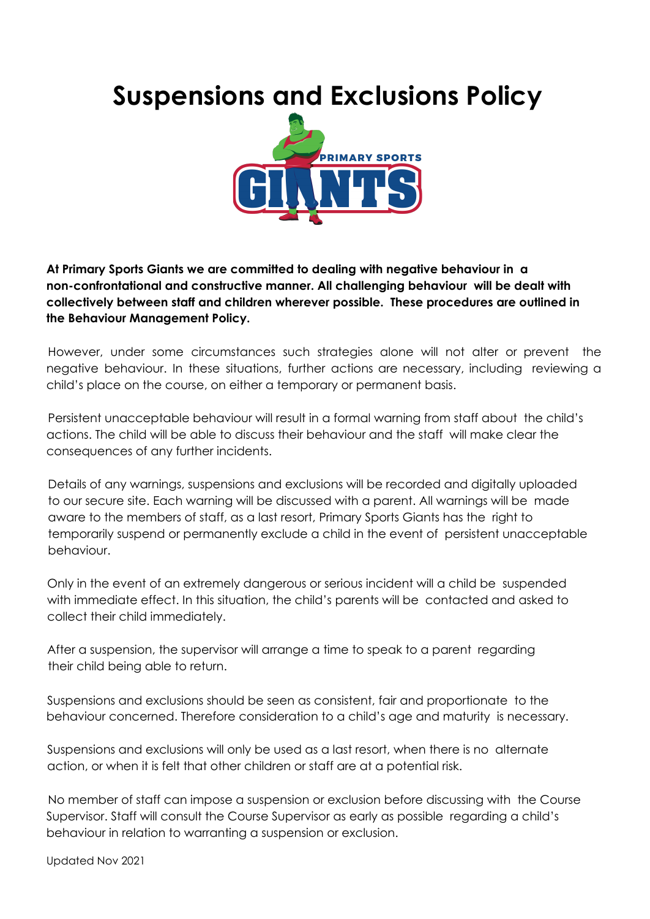# Suspensions and Exclusions Policy

**At Primary Sports Giants we are committed to dealing with negative behaviour in a non-confrontational and constructive manner. All challenging behaviour will be dealt with collectively between staff and children wherever possible. These procedures are outlined in the Behaviour Management Policy.**

However, under some circumstances such strategies alone will not alter or prevent the negative behaviour. In these situations, further actions are necessary, including reviewing a child's place on the course, on either a temporary or permanent basis.

Persistent unacceptable behaviour will result in a formal warning from staff about the child's actions. The child will be able to discuss their behaviour and the staff will make clear the consequences of any further incidents.

Details of any warnings, suspensions and exclusions will be recorded and digitally uploaded to our secure site. Each warning will be discussed with a parent. All warnings will be made aware to the members of staff, as a last resort, Primary Sports Giants has the right to temporarily suspend or permanently exclude a child in the event of persistent unacceptable behaviour.

Only in the event of an extremely dangerous or serious incident will a child be suspended with immediate effect. In this situation, the child's parents will be contacted and asked to collect their child immediately.

After a suspension, the supervisor will arrange a time to speak to a parent regarding their child being able to return.

Suspensions and exclusions should be seen as consistent, fair and proportionate to the behaviour concerned. Therefore consideration to a child's age and maturity is necessary.

Suspensions and exclusions will only be used as a last resort, when there is no alternate action, or when it is felt that other children or staff are at a potential risk.

No member of staff can impose a suspension or exclusion before discussing with the Course Supervisor. Staff will consult the Course Supervisor as early as possible regarding a child's behaviour in relation to warranting a suspension or exclusion.

Updated Nov 2021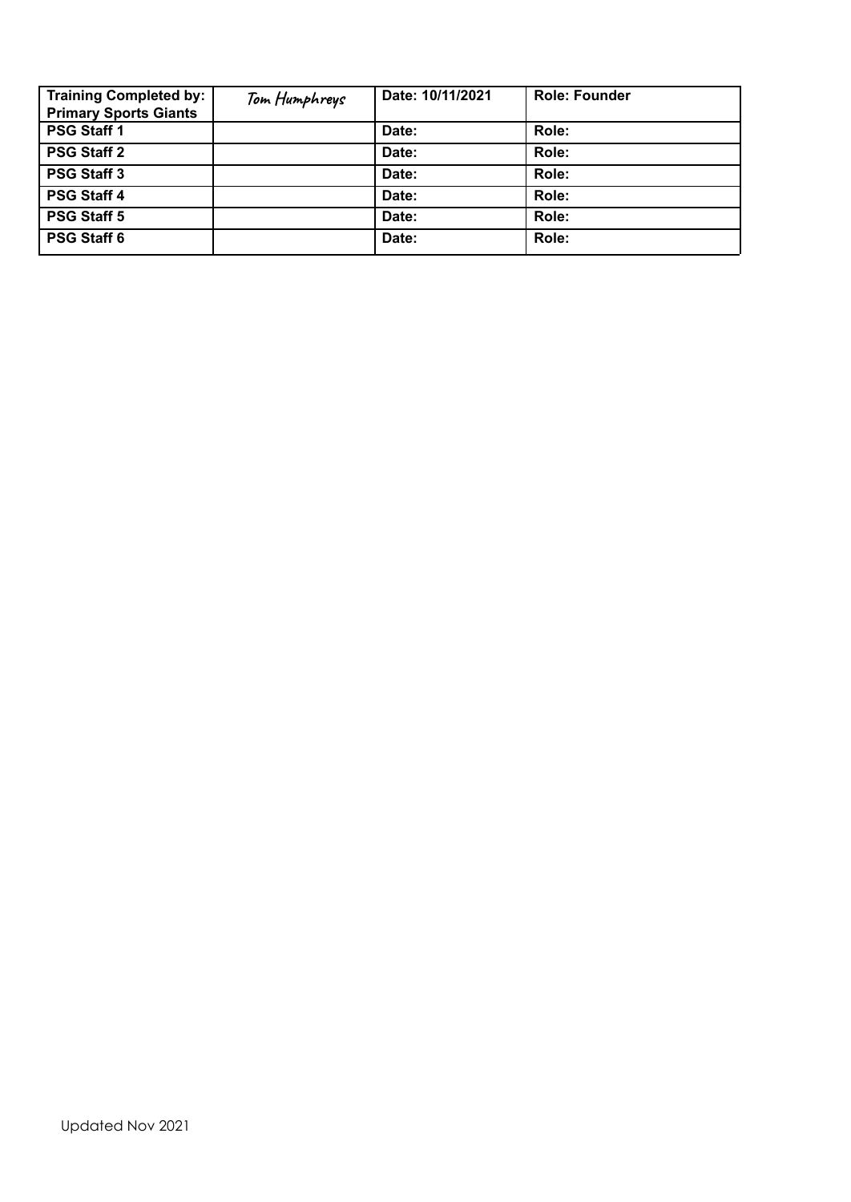| | | | |
|---|---|---|---|
| **Training Completed by: Primary Sports Giants** | Tom Humphreys | **Date: 10/11/2021** | **Role: Founder** |
| **PSG Staff 1** | | **Date:** | **Role:** |
| **PSG Staff 2** | | **Date:** | **Role:** |
| **PSG Staff 3** | | **Date:** | **Role:** |
| **PSG Staff 4** | | **Date:** | **Role:** |
| **PSG Staff 5** | | **Date:** | **Role:** |
| **PSG Staff 6** | | **Date:** | **Role:** |

Updated Nov 2021